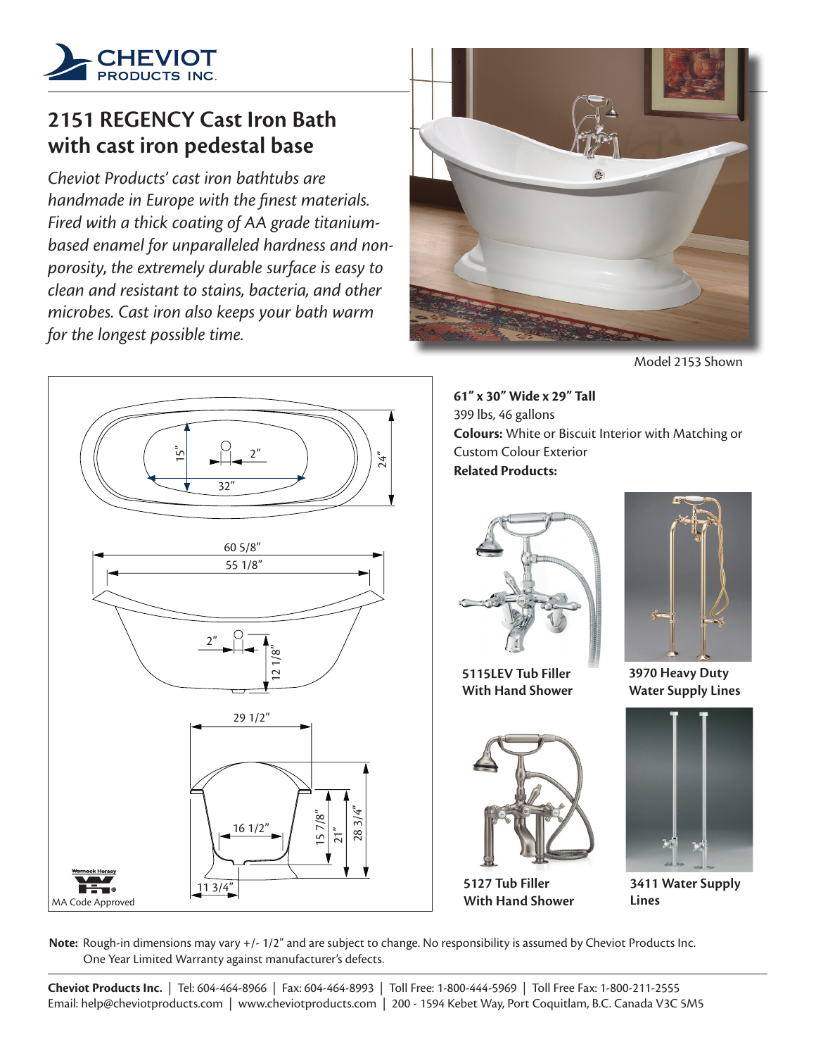# 2151 REGENCY Cast Iron Bath with cast iron pedestal base

*Cheviot Products' cast iron bathtubs are handmade in Europe with the finest materials. Fired with a thick coating of AA grade titanium-based enamel for unparalleled hardness and non-porosity, the extremely durable surface is easy to clean and resistant to stains, bacteria, and other microbes. Cast iron also keeps your bath warm for the longest possible time.*

Model 2153 Shown

15" 2" 32" 24"

60 5/8" 55 1/8"

2" 12 1/8"

29 1/2" 16 1/2" 15 7/8" 21" 28 3/4" 11 3/4"

MA Code Approved

**61" x 30" Wide x 29" Tall**
399 lbs, 46 gallons
**Colours:** White or Biscuit Interior with Matching or Custom Colour Exterior
**Related Products:**

**5115LEV Tub Filler With Hand Shower**

**3970 Heavy Duty Water Supply Lines**

**5127 Tub Filler With Hand Shower**

**3411 Water Supply Lines**

**Note:** Rough-in dimensions may vary +/- 1/2" and are subject to change. No responsibility is assumed by Cheviot Products Inc.
One Year Limited Warranty against manufacturer's defects.

**Cheviot Products Inc.** | Tel: 604-464-8966 | Fax: 604-464-8993 | Toll Free: 1-800-444-5969 | Toll Free Fax: 1-800-211-2555
Email: help@cheviotproducts.com | www.cheviotproducts.com | 200 - 1594 Kebet Way, Port Coquitlam, B.C. Canada V3C 5M5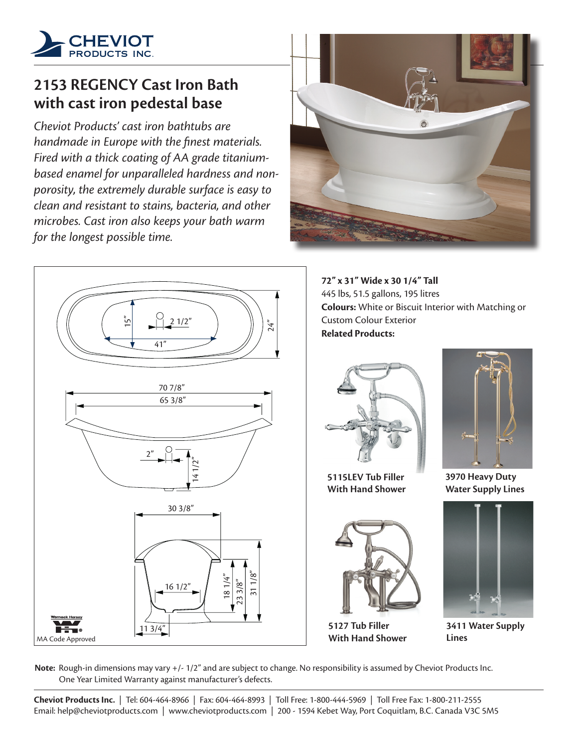# 2153 REGENCY Cast Iron Bath with cast iron pedestal base

*Cheviot Products' cast iron bathtubs are handmade in Europe with the finest materials. Fired with a thick coating of AA grade titanium-based enamel for unparalleled hardness and non-porosity, the extremely durable surface is easy to clean and resistant to stains, bacteria, and other microbes. Cast iron also keeps your bath warm for the longest possible time.*

15"
2 1/2"
41"
24"
70 7/8"
65 3/8"
2"
14 1/2"
30 3/8"
16 1/2"
18 1/4"
23 3/8"
31 1/8"
11 3/4"

Warnock Hersey
MA Code Approved

**72" x 31" Wide x 30 1/4" Tall**
445 lbs, 51.5 gallons, 195 litres
**Colours:** White or Biscuit Interior with Matching or Custom Colour Exterior
**Related Products:**

**5115LEV Tub Filler With Hand Shower**

**3970 Heavy Duty Water Supply Lines**

**5127 Tub Filler With Hand Shower**

**3411 Water Supply Lines**

**Note:** Rough-in dimensions may vary +/- 1/2" and are subject to change. No responsibility is assumed by Cheviot Products Inc. One Year Limited Warranty against manufacturer's defects.

**Cheviot Products Inc.** | Tel: 604-464-8966 | Fax: 604-464-8993 | Toll Free: 1-800-444-5969 | Toll Free Fax: 1-800-211-2555
Email: help@cheviotproducts.com | www.cheviotproducts.com | 200 - 1594 Kebet Way, Port Coquitlam, B.C. Canada V3C 5M5